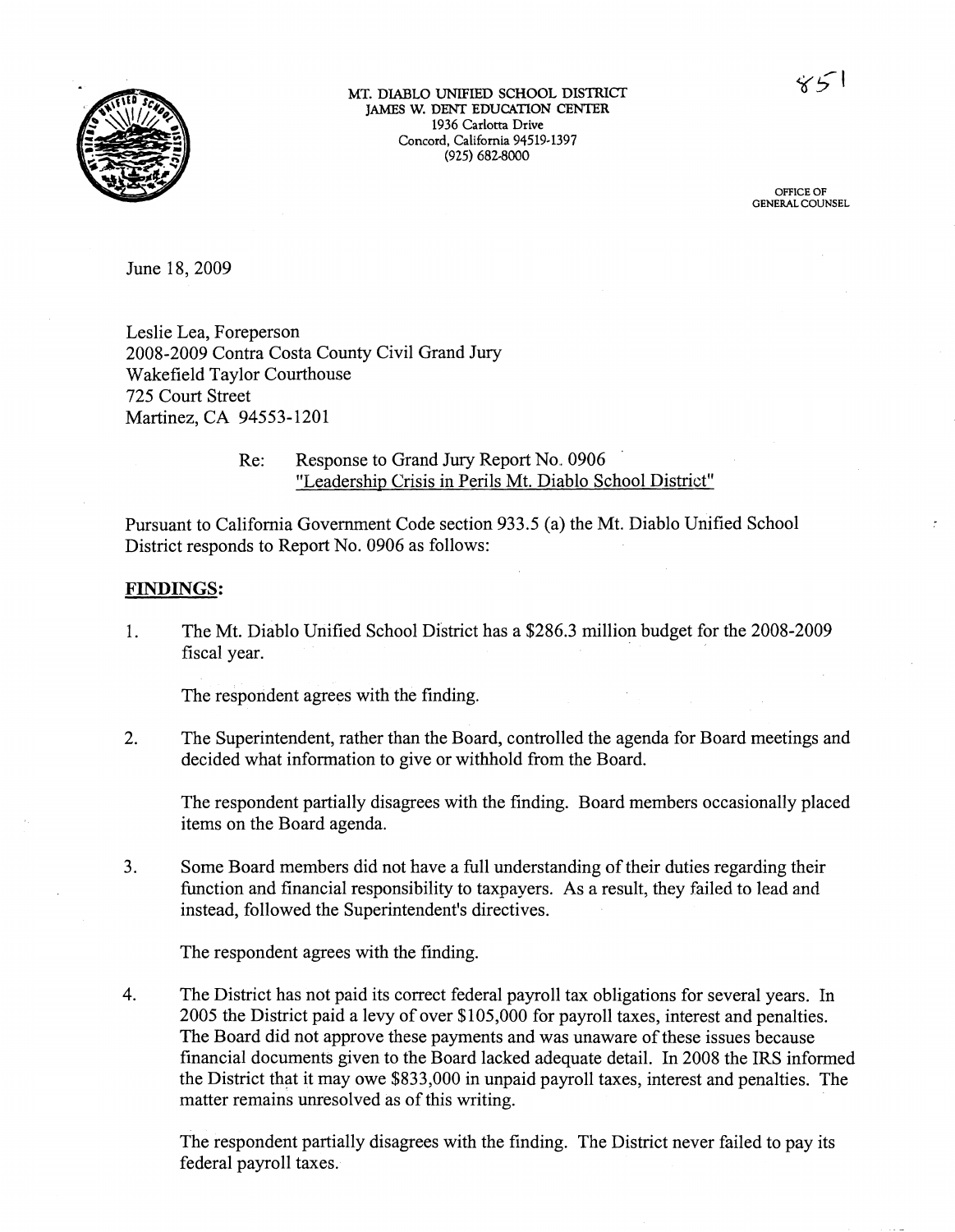851

MT. DIABLO UNIFIED SCHOOL DISTRICT
JAMES W. DENT EDUCATION CENTER
1936 Carlotta Drive
Concord, California 94519-1397
(925) 682-8000

OFFICE OF
GENERAL COUNSEL

June 18, 2009

Leslie Lea, Foreperson
2008-2009 Contra Costa County Civil Grand Jury
Wakefield Taylor Courthouse
725 Court Street
Martinez, CA 94553-1201

Re: Response to Grand Jury Report No. 0906
"Leadership Crisis in Perils Mt. Diablo School District"

Pursuant to California Government Code section 933.5 (a) the Mt. Diablo Unified School District responds to Report No. 0906 as follows:

**FINDINGS:**

1. The Mt. Diablo Unified School District has a \$286.3 million budget for the 2008-2009 fiscal year.

   The respondent agrees with the finding.

2. The Superintendent, rather than the Board, controlled the agenda for Board meetings and decided what information to give or withhold from the Board.

   The respondent partially disagrees with the finding. Board members occasionally placed items on the Board agenda.

3. Some Board members did not have a full understanding of their duties regarding their function and financial responsibility to taxpayers. As a result, they failed to lead and instead, followed the Superintendent's directives.

   The respondent agrees with the finding.

4. The District has not paid its correct federal payroll tax obligations for several years. In 2005 the District paid a levy of over \$105,000 for payroll taxes, interest and penalties. The Board did not approve these payments and was unaware of these issues because financial documents given to the Board lacked adequate detail. In 2008 the IRS informed the District that it may owe \$833,000 in unpaid payroll taxes, interest and penalties. The matter remains unresolved as of this writing.

   The respondent partially disagrees with the finding. The District never failed to pay its federal payroll taxes.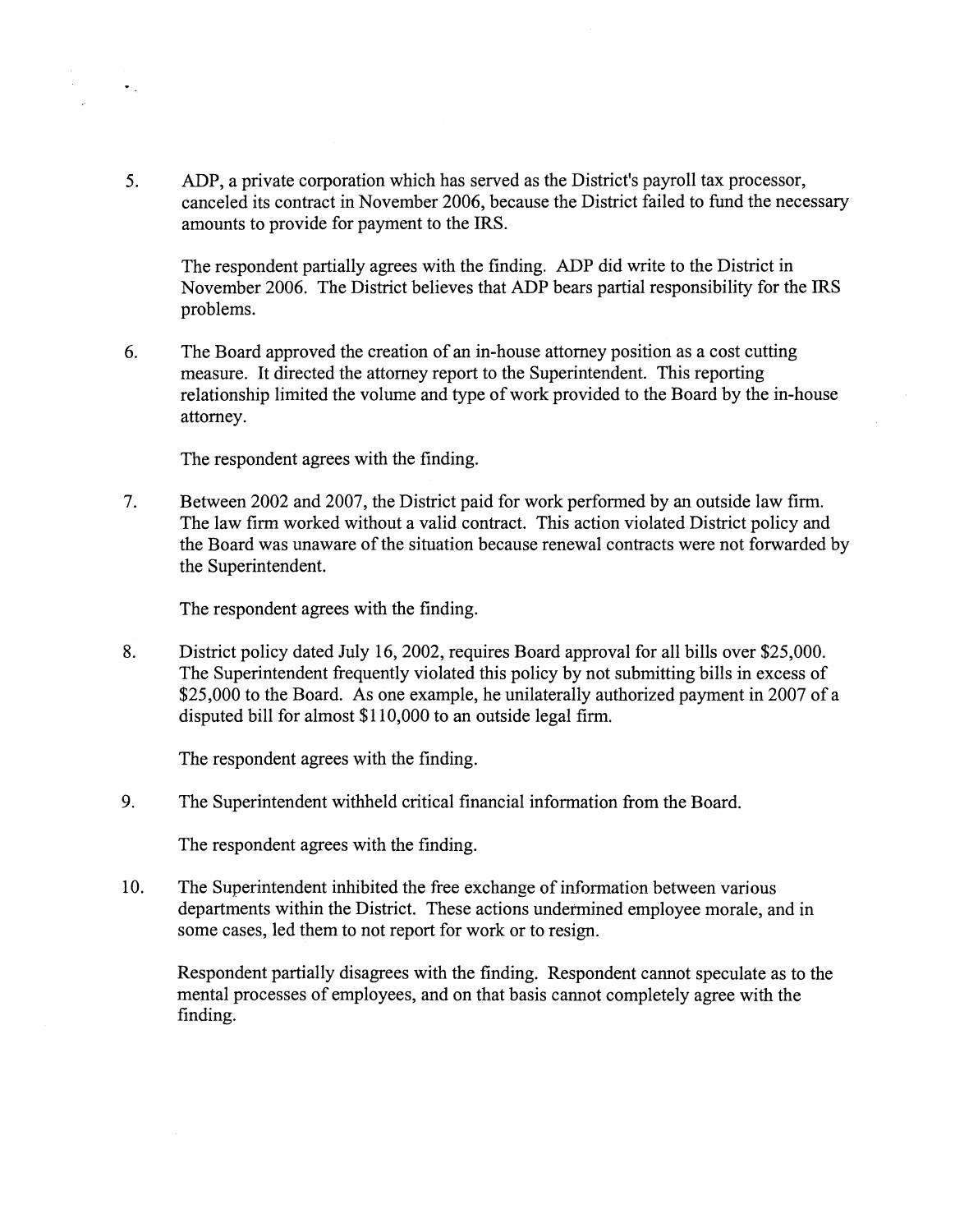5. ADP, a private corporation which has served as the District's payroll tax processor, canceled its contract in November 2006, because the District failed to fund the necessary amounts to provide for payment to the IRS.

   The respondent partially agrees with the finding. ADP did write to the District in November 2006. The District believes that ADP bears partial responsibility for the IRS problems.

6. The Board approved the creation of an in-house attorney position as a cost cutting measure. It directed the attorney report to the Superintendent. This reporting relationship limited the volume and type of work provided to the Board by the in-house attorney.

   The respondent agrees with the finding.

7. Between 2002 and 2007, the District paid for work performed by an outside law firm. The law firm worked without a valid contract. This action violated District policy and the Board was unaware of the situation because renewal contracts were not forwarded by the Superintendent.

   The respondent agrees with the finding.

8. District policy dated July 16, 2002, requires Board approval for all bills over $25,000. The Superintendent frequently violated this policy by not submitting bills in excess of $25,000 to the Board. As one example, he unilaterally authorized payment in 2007 of a disputed bill for almost $110,000 to an outside legal firm.

   The respondent agrees with the finding.

9. The Superintendent withheld critical financial information from the Board.

   The respondent agrees with the finding.

10. The Superintendent inhibited the free exchange of information between various departments within the District. These actions undermined employee morale, and in some cases, led them to not report for work or to resign.

    Respondent partially disagrees with the finding. Respondent cannot speculate as to the mental processes of employees, and on that basis cannot completely agree with the finding.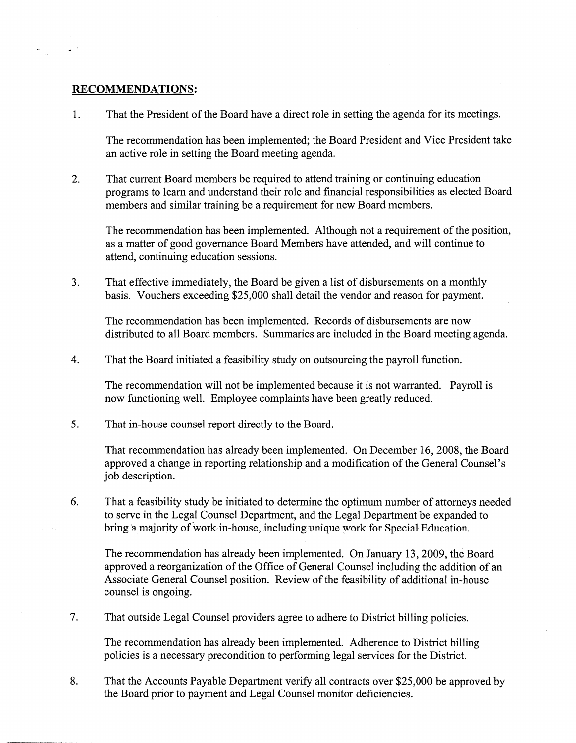**RECOMMENDATIONS:**

1. That the President of the Board have a direct role in setting the agenda for its meetings.

   The recommendation has been implemented; the Board President and Vice President take an active role in setting the Board meeting agenda.

2. That current Board members be required to attend training or continuing education programs to learn and understand their role and financial responsibilities as elected Board members and similar training be a requirement for new Board members.

   The recommendation has been implemented. Although not a requirement of the position, as a matter of good governance Board Members have attended, and will continue to attend, continuing education sessions.

3. That effective immediately, the Board be given a list of disbursements on a monthly basis. Vouchers exceeding $25,000 shall detail the vendor and reason for payment.

   The recommendation has been implemented. Records of disbursements are now distributed to all Board members. Summaries are included in the Board meeting agenda.

4. That the Board initiated a feasibility study on outsourcing the payroll function.

   The recommendation will not be implemented because it is not warranted. Payroll is now functioning well. Employee complaints have been greatly reduced.

5. That in-house counsel report directly to the Board.

   That recommendation has already been implemented. On December 16, 2008, the Board approved a change in reporting relationship and a modification of the General Counsel's job description.

6. That a feasibility study be initiated to determine the optimum number of attorneys needed to serve in the Legal Counsel Department, and the Legal Department be expanded to bring a majority of work in-house, including unique work for Special Education.

   The recommendation has already been implemented. On January 13, 2009, the Board approved a reorganization of the Office of General Counsel including the addition of an Associate General Counsel position. Review of the feasibility of additional in-house counsel is ongoing.

7. That outside Legal Counsel providers agree to adhere to District billing policies.

   The recommendation has already been implemented. Adherence to District billing policies is a necessary precondition to performing legal services for the District.

8. That the Accounts Payable Department verify all contracts over $25,000 be approved by the Board prior to payment and Legal Counsel monitor deficiencies.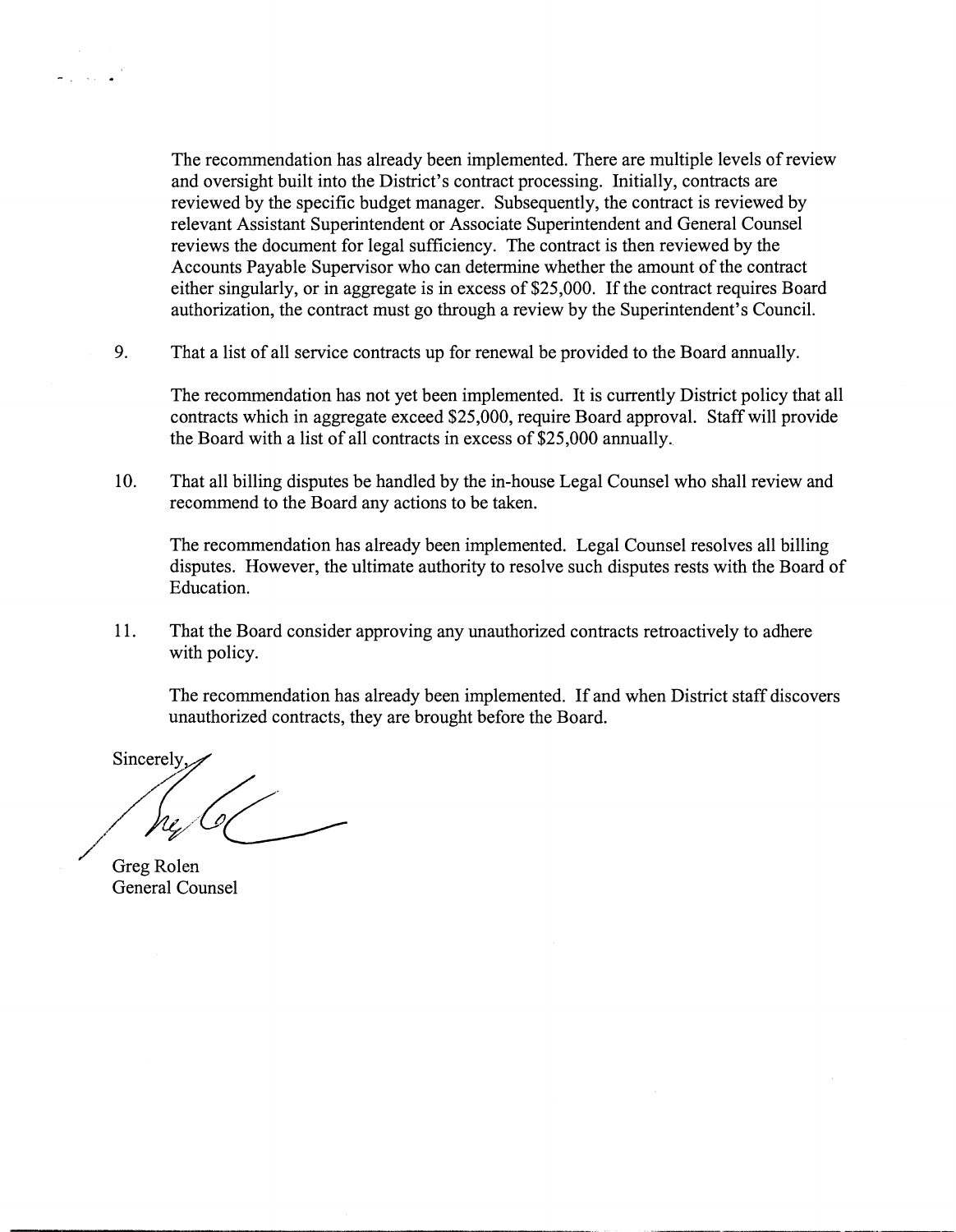The recommendation has already been implemented. There are multiple levels of review and oversight built into the District's contract processing. Initially, contracts are reviewed by the specific budget manager. Subsequently, the contract is reviewed by relevant Assistant Superintendent or Associate Superintendent and General Counsel reviews the document for legal sufficiency. The contract is then reviewed by the Accounts Payable Supervisor who can determine whether the amount of the contract either singularly, or in aggregate is in excess of $25,000. If the contract requires Board authorization, the contract must go through a review by the Superintendent's Council.

9. That a list of all service contracts up for renewal be provided to the Board annually.

   The recommendation has not yet been implemented. It is currently District policy that all contracts which in aggregate exceed $25,000, require Board approval. Staff will provide the Board with a list of all contracts in excess of $25,000 annually.

10. That all billing disputes be handled by the in-house Legal Counsel who shall review and recommend to the Board any actions to be taken.

    The recommendation has already been implemented. Legal Counsel resolves all billing disputes. However, the ultimate authority to resolve such disputes rests with the Board of Education.

11. That the Board consider approving any unauthorized contracts retroactively to adhere with policy.

    The recommendation has already been implemented. If and when District staff discovers unauthorized contracts, they are brought before the Board.

Sincerely,

Greg Rolen
General Counsel